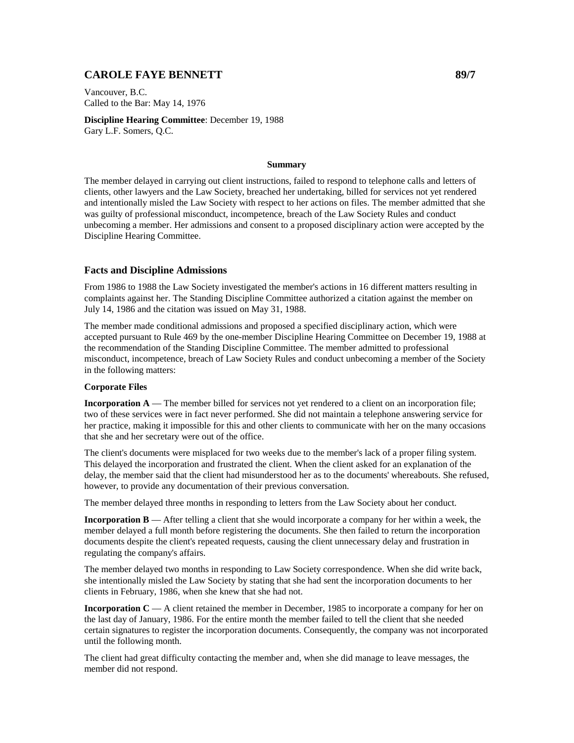# CAROLE FAYE BENNETT 89/7

Vancouver, B.C.
Called to the Bar: May 14, 1976

**Discipline Hearing Committee**: December 19, 1988
Gary L.F. Somers, Q.C.

**Summary**

The member delayed in carrying out client instructions, failed to respond to telephone calls and letters of clients, other lawyers and the Law Society, breached her undertaking, billed for services not yet rendered and intentionally misled the Law Society with respect to her actions on files. The member admitted that she was guilty of professional misconduct, incompetence, breach of the Law Society Rules and conduct unbecoming a member. Her admissions and consent to a proposed disciplinary action were accepted by the Discipline Hearing Committee.

## Facts and Discipline Admissions

From 1986 to 1988 the Law Society investigated the member's actions in 16 different matters resulting in complaints against her. The Standing Discipline Committee authorized a citation against the member on July 14, 1986 and the citation was issued on May 31, 1988.

The member made conditional admissions and proposed a specified disciplinary action, which were accepted pursuant to Rule 469 by the one-member Discipline Hearing Committee on December 19, 1988 at the recommendation of the Standing Discipline Committee. The member admitted to professional misconduct, incompetence, breach of Law Society Rules and conduct unbecoming a member of the Society in the following matters:

**Corporate Files**

**Incorporation A** — The member billed for services not yet rendered to a client on an incorporation file; two of these services were in fact never performed. She did not maintain a telephone answering service for her practice, making it impossible for this and other clients to communicate with her on the many occasions that she and her secretary were out of the office.

The client's documents were misplaced for two weeks due to the member's lack of a proper filing system. This delayed the incorporation and frustrated the client. When the client asked for an explanation of the delay, the member said that the client had misunderstood her as to the documents' whereabouts. She refused, however, to provide any documentation of their previous conversation.

The member delayed three months in responding to letters from the Law Society about her conduct.

**Incorporation B** — After telling a client that she would incorporate a company for her within a week, the member delayed a full month before registering the documents. She then failed to return the incorporation documents despite the client's repeated requests, causing the client unnecessary delay and frustration in regulating the company's affairs.

The member delayed two months in responding to Law Society correspondence. When she did write back, she intentionally misled the Law Society by stating that she had sent the incorporation documents to her clients in February, 1986, when she knew that she had not.

**Incorporation C** — A client retained the member in December, 1985 to incorporate a company for her on the last day of January, 1986. For the entire month the member failed to tell the client that she needed certain signatures to register the incorporation documents. Consequently, the company was not incorporated until the following month.

The client had great difficulty contacting the member and, when she did manage to leave messages, the member did not respond.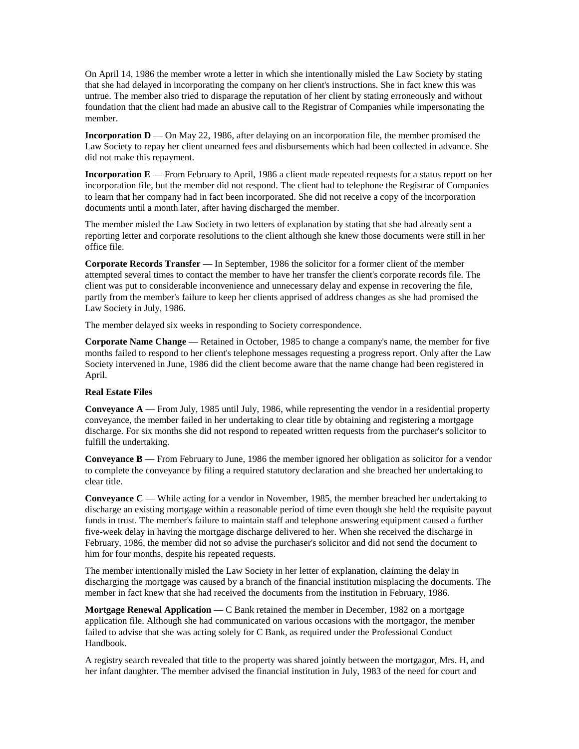On April 14, 1986 the member wrote a letter in which she intentionally misled the Law Society by stating that she had delayed in incorporating the company on her client's instructions. She in fact knew this was untrue. The member also tried to disparage the reputation of her client by stating erroneously and without foundation that the client had made an abusive call to the Registrar of Companies while impersonating the member.

**Incorporation D** — On May 22, 1986, after delaying on an incorporation file, the member promised the Law Society to repay her client unearned fees and disbursements which had been collected in advance. She did not make this repayment.

**Incorporation E** — From February to April, 1986 a client made repeated requests for a status report on her incorporation file, but the member did not respond. The client had to telephone the Registrar of Companies to learn that her company had in fact been incorporated. She did not receive a copy of the incorporation documents until a month later, after having discharged the member.

The member misled the Law Society in two letters of explanation by stating that she had already sent a reporting letter and corporate resolutions to the client although she knew those documents were still in her office file.

**Corporate Records Transfer** — In September, 1986 the solicitor for a former client of the member attempted several times to contact the member to have her transfer the client's corporate records file. The client was put to considerable inconvenience and unnecessary delay and expense in recovering the file, partly from the member's failure to keep her clients apprised of address changes as she had promised the Law Society in July, 1986.

The member delayed six weeks in responding to Society correspondence.

**Corporate Name Change** — Retained in October, 1985 to change a company's name, the member for five months failed to respond to her client's telephone messages requesting a progress report. Only after the Law Society intervened in June, 1986 did the client become aware that the name change had been registered in April.

**Real Estate Files**

**Conveyance A** — From July, 1985 until July, 1986, while representing the vendor in a residential property conveyance, the member failed in her undertaking to clear title by obtaining and registering a mortgage discharge. For six months she did not respond to repeated written requests from the purchaser's solicitor to fulfill the undertaking.

**Conveyance B** — From February to June, 1986 the member ignored her obligation as solicitor for a vendor to complete the conveyance by filing a required statutory declaration and she breached her undertaking to clear title.

**Conveyance C** — While acting for a vendor in November, 1985, the member breached her undertaking to discharge an existing mortgage within a reasonable period of time even though she held the requisite payout funds in trust. The member's failure to maintain staff and telephone answering equipment caused a further five-week delay in having the mortgage discharge delivered to her. When she received the discharge in February, 1986, the member did not so advise the purchaser's solicitor and did not send the document to him for four months, despite his repeated requests.

The member intentionally misled the Law Society in her letter of explanation, claiming the delay in discharging the mortgage was caused by a branch of the financial institution misplacing the documents. The member in fact knew that she had received the documents from the institution in February, 1986.

**Mortgage Renewal Application** — C Bank retained the member in December, 1982 on a mortgage application file. Although she had communicated on various occasions with the mortgagor, the member failed to advise that she was acting solely for C Bank, as required under the Professional Conduct Handbook.

A registry search revealed that title to the property was shared jointly between the mortgagor, Mrs. H, and her infant daughter. The member advised the financial institution in July, 1983 of the need for court and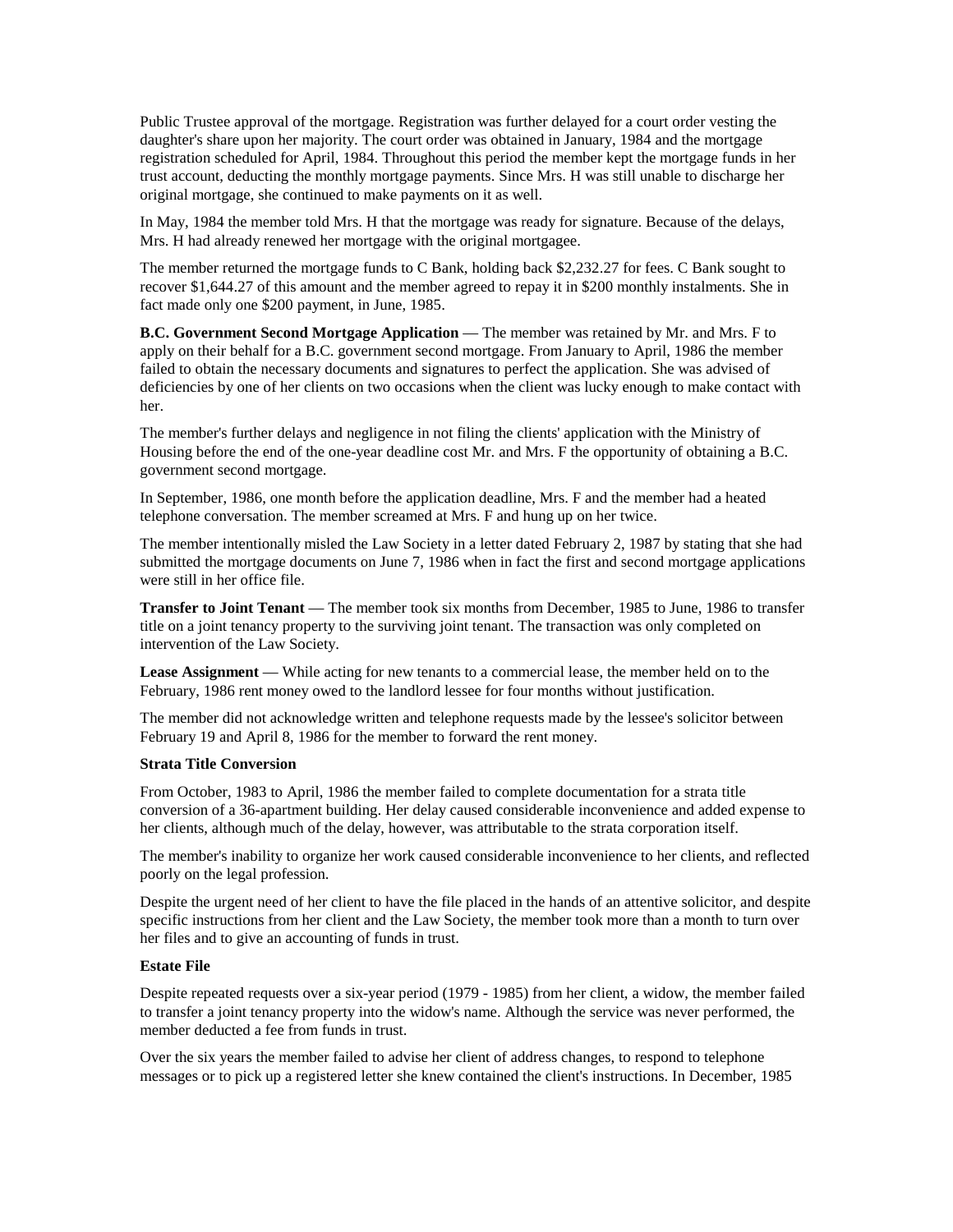Public Trustee approval of the mortgage. Registration was further delayed for a court order vesting the daughter's share upon her majority. The court order was obtained in January, 1984 and the mortgage registration scheduled for April, 1984. Throughout this period the member kept the mortgage funds in her trust account, deducting the monthly mortgage payments. Since Mrs. H was still unable to discharge her original mortgage, she continued to make payments on it as well.

In May, 1984 the member told Mrs. H that the mortgage was ready for signature. Because of the delays, Mrs. H had already renewed her mortgage with the original mortgagee.

The member returned the mortgage funds to C Bank, holding back $2,232.27 for fees. C Bank sought to recover $1,644.27 of this amount and the member agreed to repay it in $200 monthly instalments. She in fact made only one $200 payment, in June, 1985.

**B.C. Government Second Mortgage Application** — The member was retained by Mr. and Mrs. F to apply on their behalf for a B.C. government second mortgage. From January to April, 1986 the member failed to obtain the necessary documents and signatures to perfect the application. She was advised of deficiencies by one of her clients on two occasions when the client was lucky enough to make contact with her.

The member's further delays and negligence in not filing the clients' application with the Ministry of Housing before the end of the one-year deadline cost Mr. and Mrs. F the opportunity of obtaining a B.C. government second mortgage.

In September, 1986, one month before the application deadline, Mrs. F and the member had a heated telephone conversation. The member screamed at Mrs. F and hung up on her twice.

The member intentionally misled the Law Society in a letter dated February 2, 1987 by stating that she had submitted the mortgage documents on June 7, 1986 when in fact the first and second mortgage applications were still in her office file.

**Transfer to Joint Tenant** — The member took six months from December, 1985 to June, 1986 to transfer title on a joint tenancy property to the surviving joint tenant. The transaction was only completed on intervention of the Law Society.

**Lease Assignment** — While acting for new tenants to a commercial lease, the member held on to the February, 1986 rent money owed to the landlord lessee for four months without justification.

The member did not acknowledge written and telephone requests made by the lessee's solicitor between February 19 and April 8, 1986 for the member to forward the rent money.

**Strata Title Conversion**

From October, 1983 to April, 1986 the member failed to complete documentation for a strata title conversion of a 36-apartment building. Her delay caused considerable inconvenience and added expense to her clients, although much of the delay, however, was attributable to the strata corporation itself.

The member's inability to organize her work caused considerable inconvenience to her clients, and reflected poorly on the legal profession.

Despite the urgent need of her client to have the file placed in the hands of an attentive solicitor, and despite specific instructions from her client and the Law Society, the member took more than a month to turn over her files and to give an accounting of funds in trust.

**Estate File**

Despite repeated requests over a six-year period (1979 - 1985) from her client, a widow, the member failed to transfer a joint tenancy property into the widow's name. Although the service was never performed, the member deducted a fee from funds in trust.

Over the six years the member failed to advise her client of address changes, to respond to telephone messages or to pick up a registered letter she knew contained the client's instructions. In December, 1985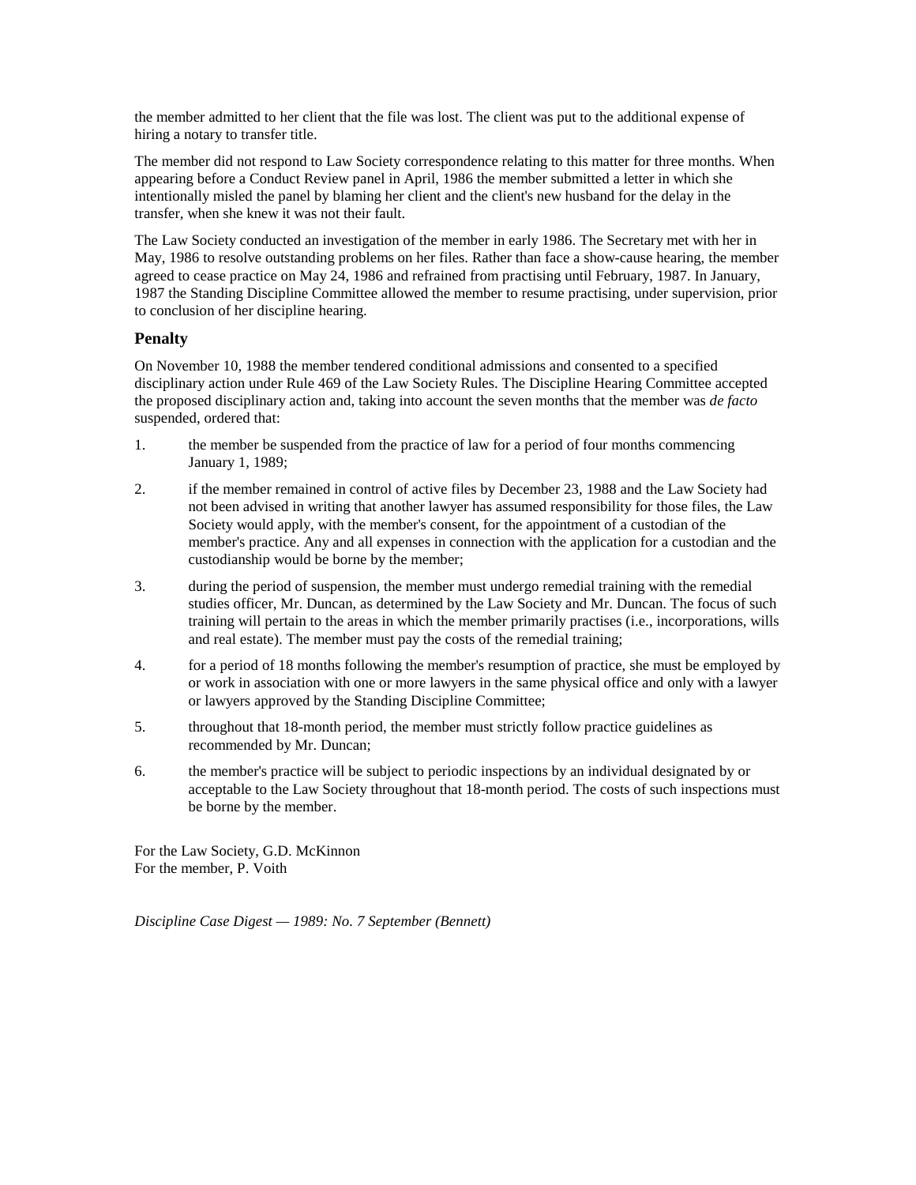the member admitted to her client that the file was lost. The client was put to the additional expense of hiring a notary to transfer title.

The member did not respond to Law Society correspondence relating to this matter for three months. When appearing before a Conduct Review panel in April, 1986 the member submitted a letter in which she intentionally misled the panel by blaming her client and the client's new husband for the delay in the transfer, when she knew it was not their fault.

The Law Society conducted an investigation of the member in early 1986. The Secretary met with her in May, 1986 to resolve outstanding problems on her files. Rather than face a show-cause hearing, the member agreed to cease practice on May 24, 1986 and refrained from practising until February, 1987. In January, 1987 the Standing Discipline Committee allowed the member to resume practising, under supervision, prior to conclusion of her discipline hearing.

### Penalty

On November 10, 1988 the member tendered conditional admissions and consented to a specified disciplinary action under Rule 469 of the Law Society Rules. The Discipline Hearing Committee accepted the proposed disciplinary action and, taking into account the seven months that the member was *de facto* suspended, ordered that:

1. the member be suspended from the practice of law for a period of four months commencing January 1, 1989;
2. if the member remained in control of active files by December 23, 1988 and the Law Society had not been advised in writing that another lawyer has assumed responsibility for those files, the Law Society would apply, with the member's consent, for the appointment of a custodian of the member's practice. Any and all expenses in connection with the application for a custodian and the custodianship would be borne by the member;
3. during the period of suspension, the member must undergo remedial training with the remedial studies officer, Mr. Duncan, as determined by the Law Society and Mr. Duncan. The focus of such training will pertain to the areas in which the member primarily practises (i.e., incorporations, wills and real estate). The member must pay the costs of the remedial training;
4. for a period of 18 months following the member's resumption of practice, she must be employed by or work in association with one or more lawyers in the same physical office and only with a lawyer or lawyers approved by the Standing Discipline Committee;
5. throughout that 18-month period, the member must strictly follow practice guidelines as recommended by Mr. Duncan;
6. the member's practice will be subject to periodic inspections by an individual designated by or acceptable to the Law Society throughout that 18-month period. The costs of such inspections must be borne by the member.

For the Law Society, G.D. McKinnon
For the member, P. Voith

*Discipline Case Digest — 1989: No. 7 September (Bennett)*